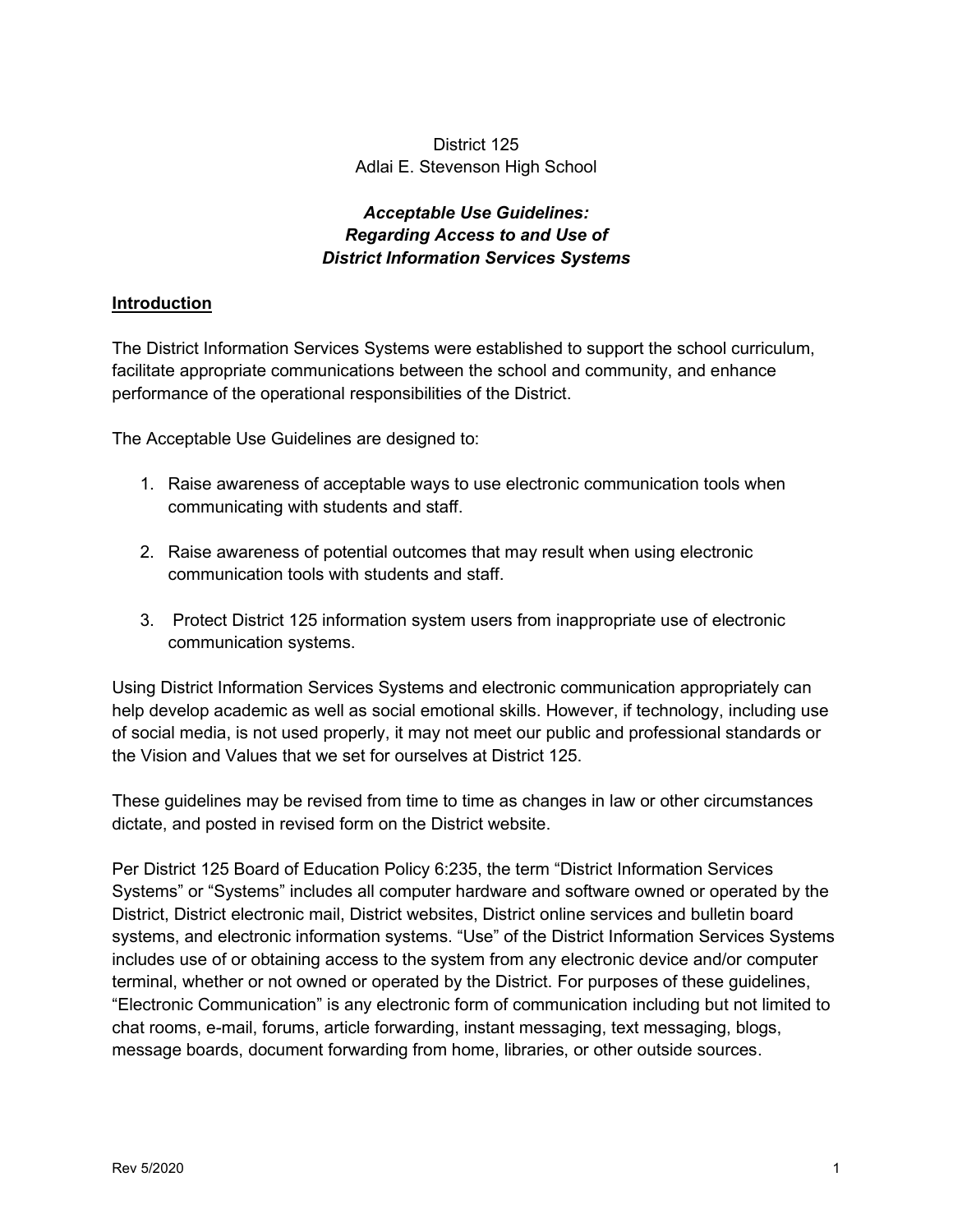District 125
Adlai E. Stevenson High School

# *Acceptable Use Guidelines: Regarding Access to and Use of District Information Services Systems*

## Introduction

The District Information Services Systems were established to support the school curriculum, facilitate appropriate communications between the school and community, and enhance performance of the operational responsibilities of the District.

The Acceptable Use Guidelines are designed to:

1. Raise awareness of acceptable ways to use electronic communication tools when communicating with students and staff.

2. Raise awareness of potential outcomes that may result when using electronic communication tools with students and staff.

3. Protect District 125 information system users from inappropriate use of electronic communication systems.

Using District Information Services Systems and electronic communication appropriately can help develop academic as well as social emotional skills. However, if technology, including use of social media, is not used properly, it may not meet our public and professional standards or the Vision and Values that we set for ourselves at District 125.

These guidelines may be revised from time to time as changes in law or other circumstances dictate, and posted in revised form on the District website.

Per District 125 Board of Education Policy 6:235, the term “District Information Services Systems” or “Systems” includes all computer hardware and software owned or operated by the District, District electronic mail, District websites, District online services and bulletin board systems, and electronic information systems. “Use” of the District Information Services Systems includes use of or obtaining access to the system from any electronic device and/or computer terminal, whether or not owned or operated by the District. For purposes of these guidelines, “Electronic Communication” is any electronic form of communication including but not limited to chat rooms, e-mail, forums, article forwarding, instant messaging, text messaging, blogs, message boards, document forwarding from home, libraries, or other outside sources.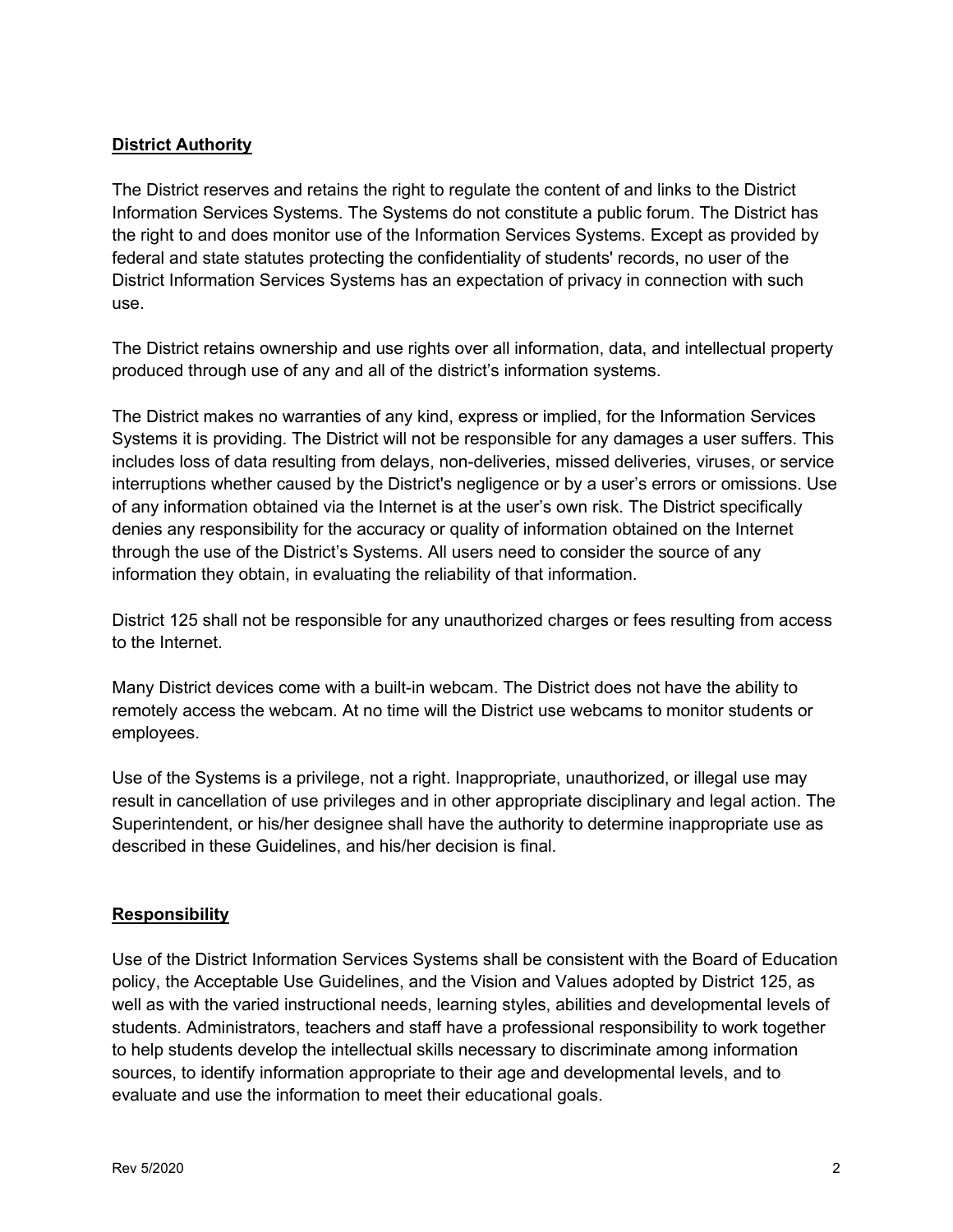## **District Authority**

The District reserves and retains the right to regulate the content of and links to the District Information Services Systems. The Systems do not constitute a public forum. The District has the right to and does monitor use of the Information Services Systems. Except as provided by federal and state statutes protecting the confidentiality of students' records, no user of the District Information Services Systems has an expectation of privacy in connection with such use.

The District retains ownership and use rights over all information, data, and intellectual property produced through use of any and all of the district's information systems.

The District makes no warranties of any kind, express or implied, for the Information Services Systems it is providing. The District will not be responsible for any damages a user suffers. This includes loss of data resulting from delays, non-deliveries, missed deliveries, viruses, or service interruptions whether caused by the District's negligence or by a user's errors or omissions. Use of any information obtained via the Internet is at the user's own risk. The District specifically denies any responsibility for the accuracy or quality of information obtained on the Internet through the use of the District's Systems. All users need to consider the source of any information they obtain, in evaluating the reliability of that information.

District 125 shall not be responsible for any unauthorized charges or fees resulting from access to the Internet.

Many District devices come with a built-in webcam. The District does not have the ability to remotely access the webcam. At no time will the District use webcams to monitor students or employees.

Use of the Systems is a privilege, not a right. Inappropriate, unauthorized, or illegal use may result in cancellation of use privileges and in other appropriate disciplinary and legal action. The Superintendent, or his/her designee shall have the authority to determine inappropriate use as described in these Guidelines, and his/her decision is final.

## **Responsibility**

Use of the District Information Services Systems shall be consistent with the Board of Education policy, the Acceptable Use Guidelines, and the Vision and Values adopted by District 125, as well as with the varied instructional needs, learning styles, abilities and developmental levels of students. Administrators, teachers and staff have a professional responsibility to work together to help students develop the intellectual skills necessary to discriminate among information sources, to identify information appropriate to their age and developmental levels, and to evaluate and use the information to meet their educational goals.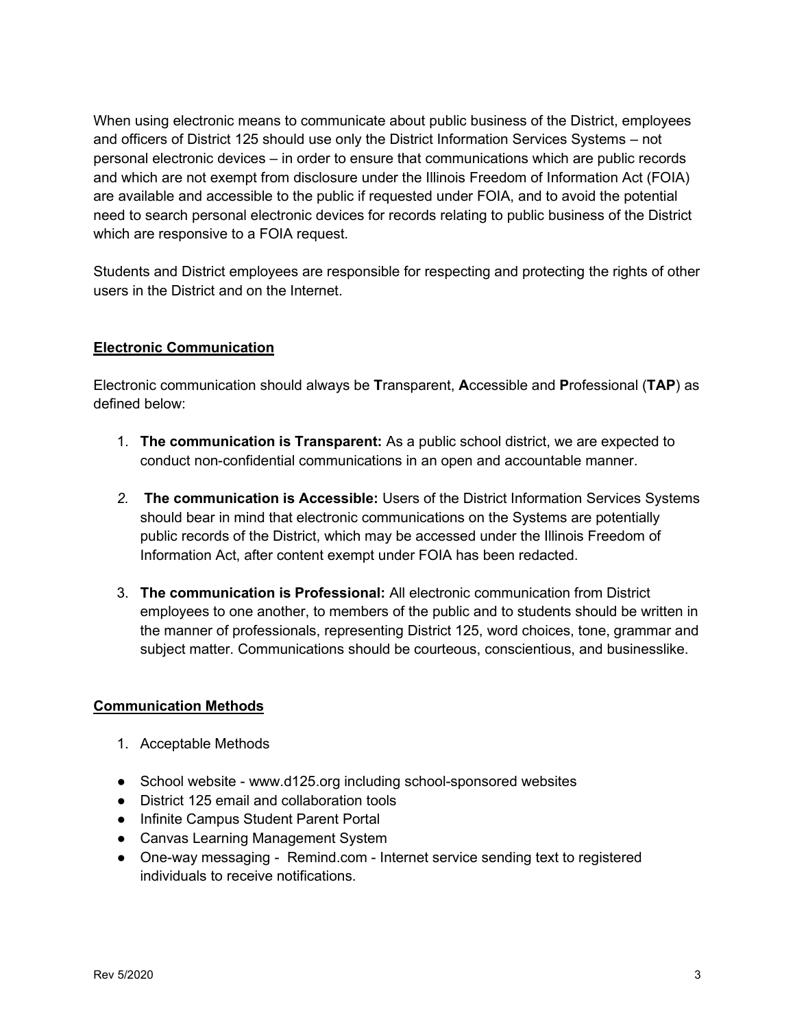When using electronic means to communicate about public business of the District, employees and officers of District 125 should use only the District Information Services Systems – not personal electronic devices – in order to ensure that communications which are public records and which are not exempt from disclosure under the Illinois Freedom of Information Act (FOIA) are available and accessible to the public if requested under FOIA, and to avoid the potential need to search personal electronic devices for records relating to public business of the District which are responsive to a FOIA request.

Students and District employees are responsible for respecting and protecting the rights of other users in the District and on the Internet.

## Electronic Communication

Electronic communication should always be **T**ransparent, **A**ccessible and **P**rofessional (**TAP**) as defined below:

1. **The communication is Transparent:** As a public school district, we are expected to conduct non-confidential communications in an open and accountable manner.
2. **The communication is Accessible:** Users of the District Information Services Systems should bear in mind that electronic communications on the Systems are potentially public records of the District, which may be accessed under the Illinois Freedom of Information Act, after content exempt under FOIA has been redacted.
3. **The communication is Professional:** All electronic communication from District employees to one another, to members of the public and to students should be written in the manner of professionals, representing District 125, word choices, tone, grammar and subject matter. Communications should be courteous, conscientious, and businesslike.

## Communication Methods

1. Acceptable Methods

- School website - www.d125.org including school-sponsored websites
- District 125 email and collaboration tools
- Infinite Campus Student Parent Portal
- Canvas Learning Management System
- One-way messaging - Remind.com - Internet service sending text to registered individuals to receive notifications.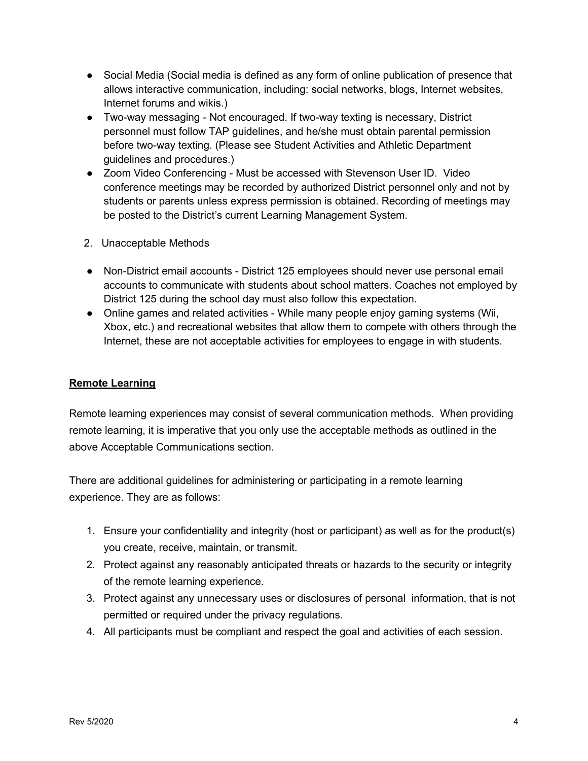- Social Media (Social media is defined as any form of online publication of presence that allows interactive communication, including: social networks, blogs, Internet websites, Internet forums and wikis.)
- Two-way messaging - Not encouraged. If two-way texting is necessary, District personnel must follow TAP guidelines, and he/she must obtain parental permission before two-way texting. (Please see Student Activities and Athletic Department guidelines and procedures.)
- Zoom Video Conferencing - Must be accessed with Stevenson User ID. Video conference meetings may be recorded by authorized District personnel only and not by students or parents unless express permission is obtained. Recording of meetings may be posted to the District's current Learning Management System.

2. Unacceptable Methods

- Non-District email accounts - District 125 employees should never use personal email accounts to communicate with students about school matters. Coaches not employed by District 125 during the school day must also follow this expectation.
- Online games and related activities - While many people enjoy gaming systems (Wii, Xbox, etc.) and recreational websites that allow them to compete with others through the Internet, these are not acceptable activities for employees to engage in with students.

**<u>Remote Learning</u>**

Remote learning experiences may consist of several communication methods. When providing remote learning, it is imperative that you only use the acceptable methods as outlined in the above Acceptable Communications section.

There are additional guidelines for administering or participating in a remote learning experience. They are as follows:

1. Ensure your confidentiality and integrity (host or participant) as well as for the product(s) you create, receive, maintain, or transmit.
2. Protect against any reasonably anticipated threats or hazards to the security or integrity of the remote learning experience.
3. Protect against any unnecessary uses or disclosures of personal information, that is not permitted or required under the privacy regulations.
4. All participants must be compliant and respect the goal and activities of each session.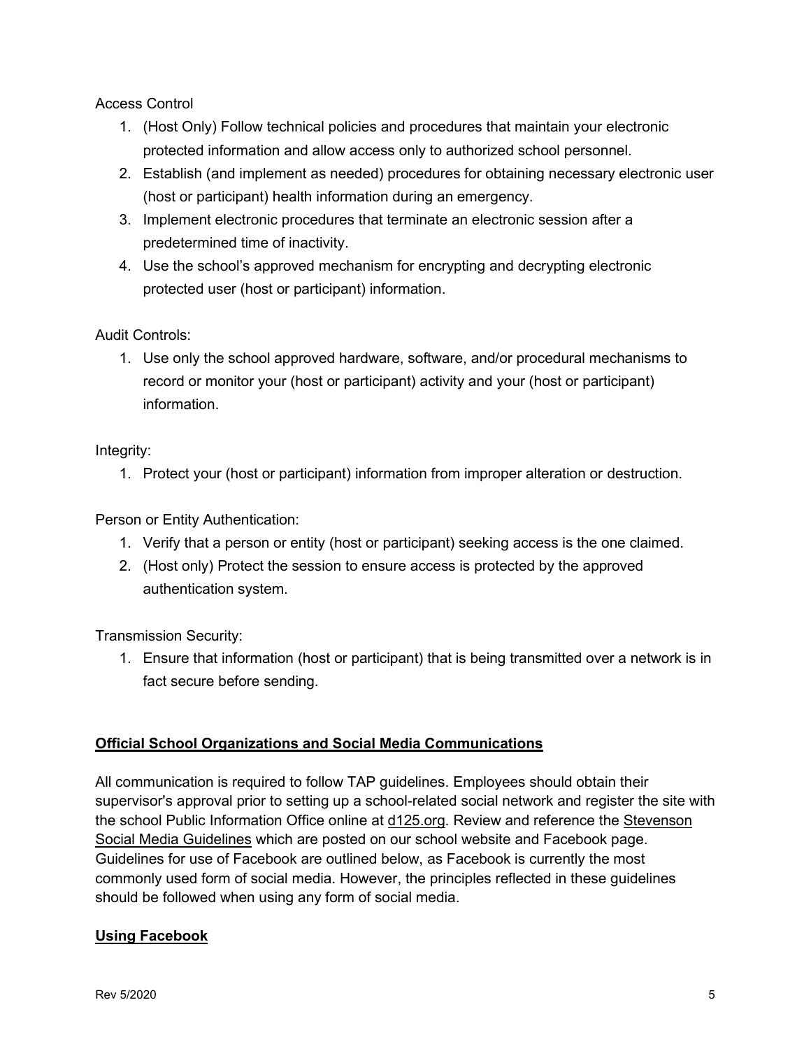Access Control

1. (Host Only) Follow technical policies and procedures that maintain your electronic protected information and allow access only to authorized school personnel.
2. Establish (and implement as needed) procedures for obtaining necessary electronic user (host or participant) health information during an emergency.
3. Implement electronic procedures that terminate an electronic session after a predetermined time of inactivity.
4. Use the school's approved mechanism for encrypting and decrypting electronic protected user (host or participant) information.

Audit Controls:

1. Use only the school approved hardware, software, and/or procedural mechanisms to record or monitor your (host or participant) activity and your (host or participant) information.

Integrity:

1. Protect your (host or participant) information from improper alteration or destruction.

Person or Entity Authentication:

1. Verify that a person or entity (host or participant) seeking access is the one claimed.
2. (Host only) Protect the session to ensure access is protected by the approved authentication system.

Transmission Security:

1. Ensure that information (host or participant) that is being transmitted over a network is in fact secure before sending.

## Official School Organizations and Social Media Communications

All communication is required to follow TAP guidelines. Employees should obtain their supervisor's approval prior to setting up a school-related social network and register the site with the school Public Information Office online at d125.org. Review and reference the Stevenson Social Media Guidelines which are posted on our school website and Facebook page. Guidelines for use of Facebook are outlined below, as Facebook is currently the most commonly used form of social media. However, the principles reflected in these guidelines should be followed when using any form of social media.

## Using Facebook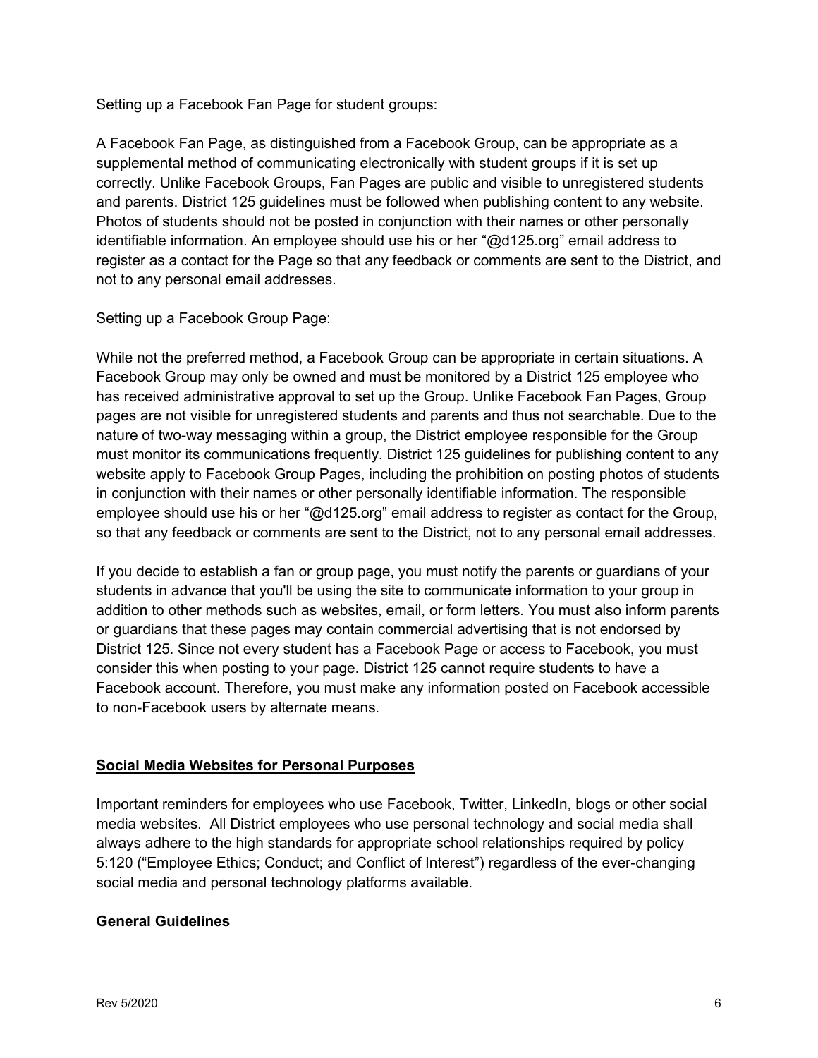Setting up a Facebook Fan Page for student groups:

A Facebook Fan Page, as distinguished from a Facebook Group, can be appropriate as a supplemental method of communicating electronically with student groups if it is set up correctly. Unlike Facebook Groups, Fan Pages are public and visible to unregistered students and parents. District 125 guidelines must be followed when publishing content to any website. Photos of students should not be posted in conjunction with their names or other personally identifiable information. An employee should use his or her "@d125.org" email address to register as a contact for the Page so that any feedback or comments are sent to the District, and not to any personal email addresses.

Setting up a Facebook Group Page:

While not the preferred method, a Facebook Group can be appropriate in certain situations. A Facebook Group may only be owned and must be monitored by a District 125 employee who has received administrative approval to set up the Group. Unlike Facebook Fan Pages, Group pages are not visible for unregistered students and parents and thus not searchable. Due to the nature of two-way messaging within a group, the District employee responsible for the Group must monitor its communications frequently. District 125 guidelines for publishing content to any website apply to Facebook Group Pages, including the prohibition on posting photos of students in conjunction with their names or other personally identifiable information. The responsible employee should use his or her "@d125.org" email address to register as contact for the Group, so that any feedback or comments are sent to the District, not to any personal email addresses.

If you decide to establish a fan or group page, you must notify the parents or guardians of your students in advance that you'll be using the site to communicate information to your group in addition to other methods such as websites, email, or form letters. You must also inform parents or guardians that these pages may contain commercial advertising that is not endorsed by District 125. Since not every student has a Facebook Page or access to Facebook, you must consider this when posting to your page. District 125 cannot require students to have a Facebook account. Therefore, you must make any information posted on Facebook accessible to non-Facebook users by alternate means.

## Social Media Websites for Personal Purposes

Important reminders for employees who use Facebook, Twitter, LinkedIn, blogs or other social media websites. All District employees who use personal technology and social media shall always adhere to the high standards for appropriate school relationships required by policy 5:120 ("Employee Ethics; Conduct; and Conflict of Interest") regardless of the ever-changing social media and personal technology platforms available.

### General Guidelines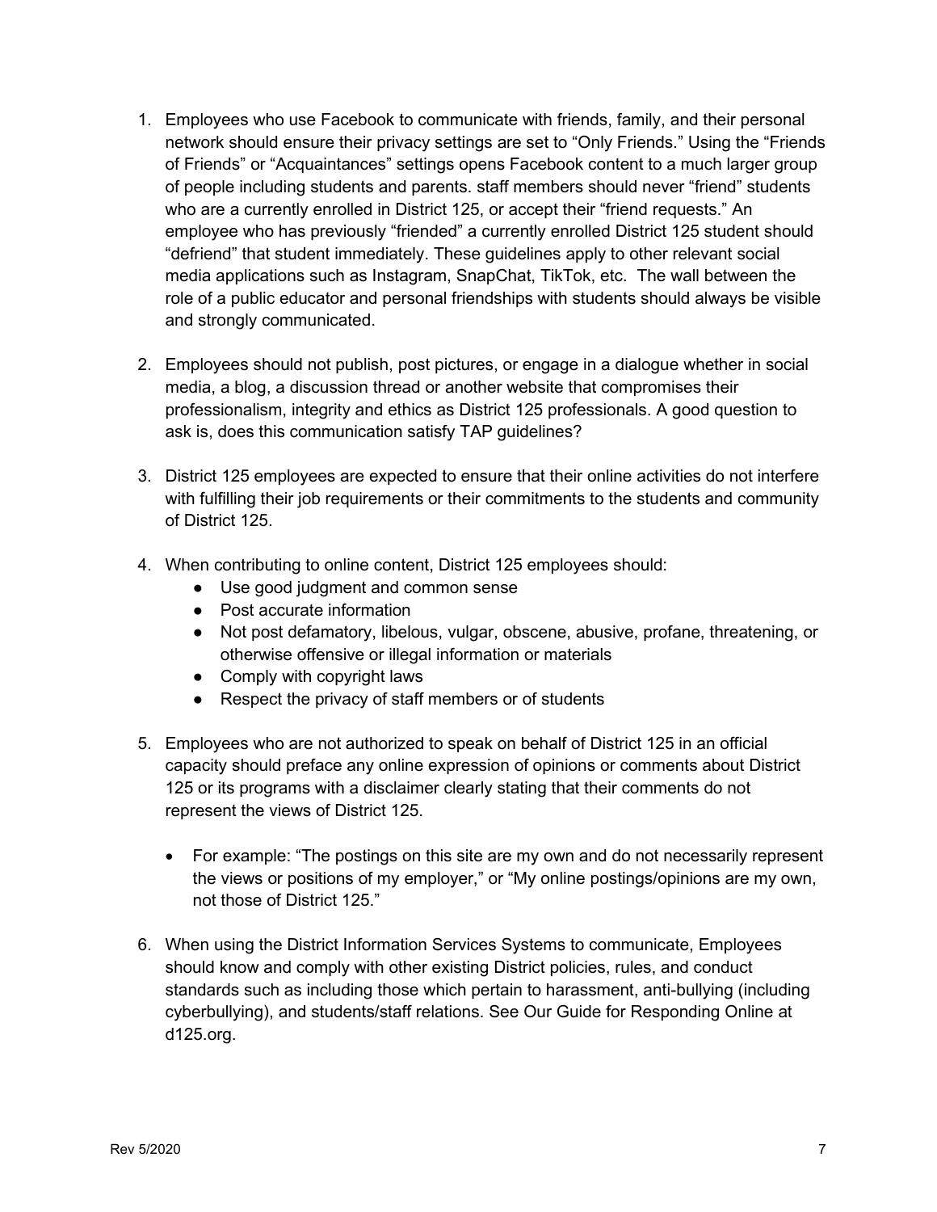1. Employees who use Facebook to communicate with friends, family, and their personal network should ensure their privacy settings are set to "Only Friends." Using the "Friends of Friends" or "Acquaintances" settings opens Facebook content to a much larger group of people including students and parents. staff members should never "friend" students who are a currently enrolled in District 125, or accept their "friend requests." An employee who has previously "friended" a currently enrolled District 125 student should "defriend" that student immediately. These guidelines apply to other relevant social media applications such as Instagram, SnapChat, TikTok, etc. The wall between the role of a public educator and personal friendships with students should always be visible and strongly communicated.

2. Employees should not publish, post pictures, or engage in a dialogue whether in social media, a blog, a discussion thread or another website that compromises their professionalism, integrity and ethics as District 125 professionals. A good question to ask is, does this communication satisfy TAP guidelines?

3. District 125 employees are expected to ensure that their online activities do not interfere with fulfilling their job requirements or their commitments to the students and community of District 125.

4. When contributing to online content, District 125 employees should:
   - Use good judgment and common sense
   - Post accurate information
   - Not post defamatory, libelous, vulgar, obscene, abusive, profane, threatening, or otherwise offensive or illegal information or materials
   - Comply with copyright laws
   - Respect the privacy of staff members or of students

5. Employees who are not authorized to speak on behalf of District 125 in an official capacity should preface any online expression of opinions or comments about District 125 or its programs with a disclaimer clearly stating that their comments do not represent the views of District 125.
   - For example: "The postings on this site are my own and do not necessarily represent the views or positions of my employer," or "My online postings/opinions are my own, not those of District 125."

6. When using the District Information Services Systems to communicate, Employees should know and comply with other existing District policies, rules, and conduct standards such as including those which pertain to harassment, anti-bullying (including cyberbullying), and students/staff relations. See Our Guide for Responding Online at d125.org.

Rev 5/2020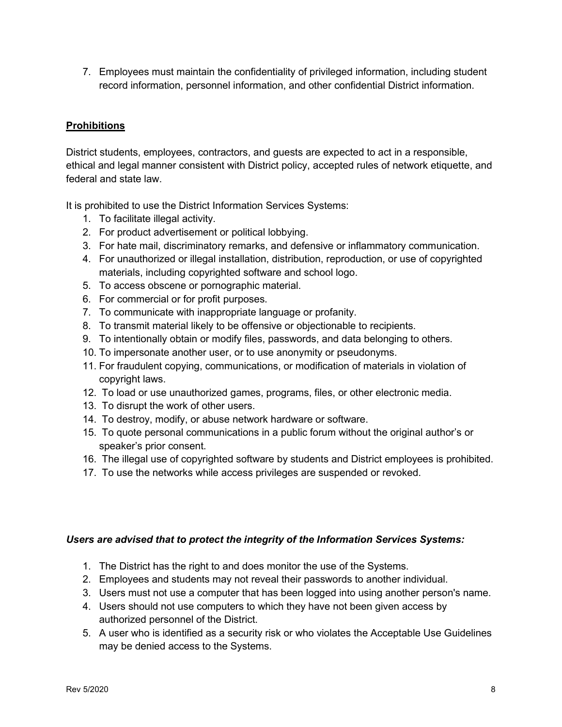7. Employees must maintain the confidentiality of privileged information, including student record information, personnel information, and other confidential District information.

**Prohibitions**

District students, employees, contractors, and guests are expected to act in a responsible, ethical and legal manner consistent with District policy, accepted rules of network etiquette, and federal and state law.

It is prohibited to use the District Information Services Systems:

1. To facilitate illegal activity.
2. For product advertisement or political lobbying.
3. For hate mail, discriminatory remarks, and defensive or inflammatory communication.
4. For unauthorized or illegal installation, distribution, reproduction, or use of copyrighted materials, including copyrighted software and school logo.
5. To access obscene or pornographic material.
6. For commercial or for profit purposes.
7. To communicate with inappropriate language or profanity.
8. To transmit material likely to be offensive or objectionable to recipients.
9. To intentionally obtain or modify files, passwords, and data belonging to others.
10. To impersonate another user, or to use anonymity or pseudonyms.
11. For fraudulent copying, communications, or modification of materials in violation of copyright laws.
12. To load or use unauthorized games, programs, files, or other electronic media.
13. To disrupt the work of other users.
14. To destroy, modify, or abuse network hardware or software.
15. To quote personal communications in a public forum without the original author's or speaker's prior consent.
16. The illegal use of copyrighted software by students and District employees is prohibited.
17. To use the networks while access privileges are suspended or revoked.

***Users are advised that to protect the integrity of the Information Services Systems:***

1. The District has the right to and does monitor the use of the Systems.
2. Employees and students may not reveal their passwords to another individual.
3. Users must not use a computer that has been logged into using another person's name.
4. Users should not use computers to which they have not been given access by authorized personnel of the District.
5. A user who is identified as a security risk or who violates the Acceptable Use Guidelines may be denied access to the Systems.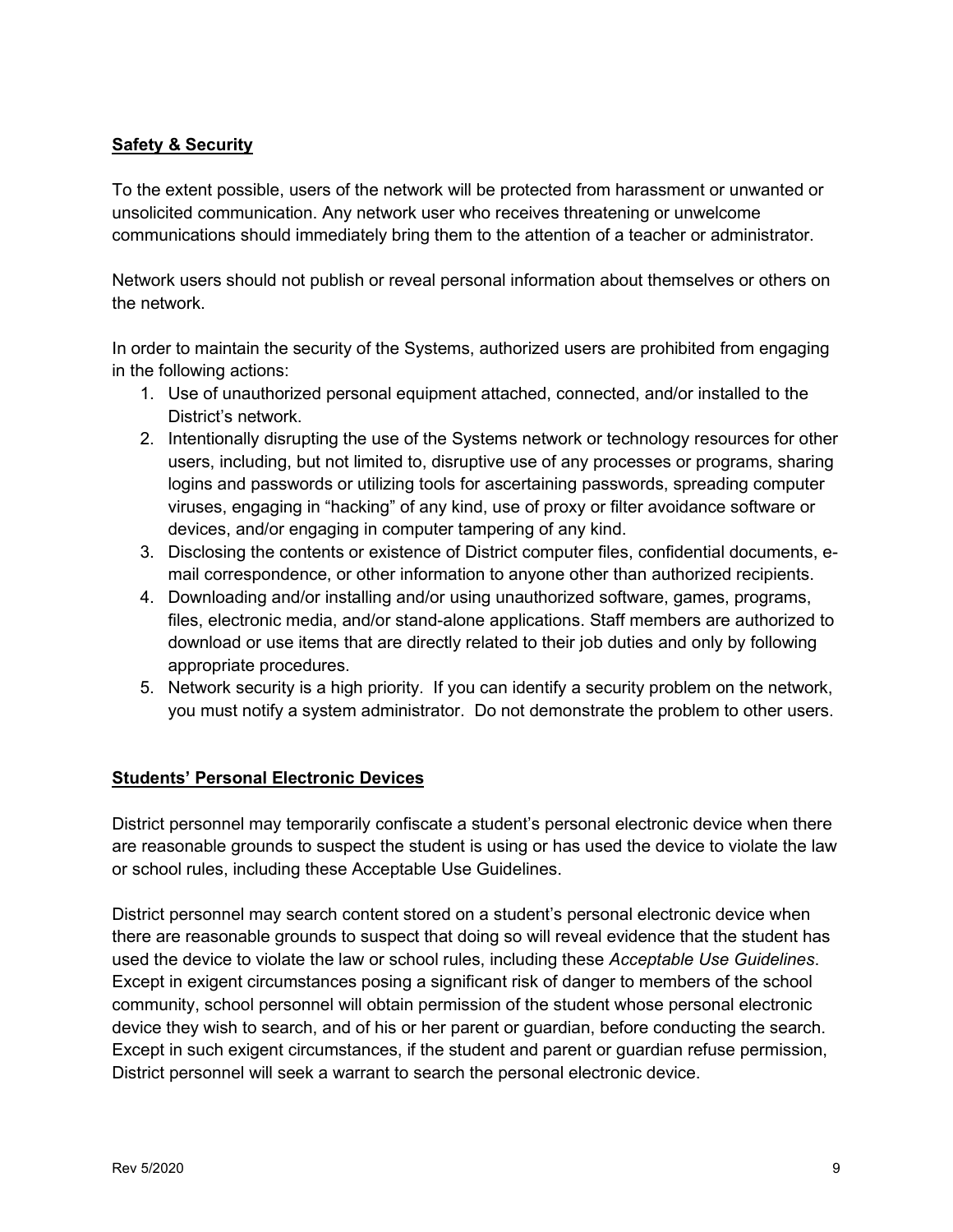**Safety & Security**

To the extent possible, users of the network will be protected from harassment or unwanted or unsolicited communication. Any network user who receives threatening or unwelcome communications should immediately bring them to the attention of a teacher or administrator.

Network users should not publish or reveal personal information about themselves or others on the network.

In order to maintain the security of the Systems, authorized users are prohibited from engaging in the following actions:

1. Use of unauthorized personal equipment attached, connected, and/or installed to the District's network.
2. Intentionally disrupting the use of the Systems network or technology resources for other users, including, but not limited to, disruptive use of any processes or programs, sharing logins and passwords or utilizing tools for ascertaining passwords, spreading computer viruses, engaging in "hacking" of any kind, use of proxy or filter avoidance software or devices, and/or engaging in computer tampering of any kind.
3. Disclosing the contents or existence of District computer files, confidential documents, e-mail correspondence, or other information to anyone other than authorized recipients.
4. Downloading and/or installing and/or using unauthorized software, games, programs, files, electronic media, and/or stand-alone applications. Staff members are authorized to download or use items that are directly related to their job duties and only by following appropriate procedures.
5. Network security is a high priority. If you can identify a security problem on the network, you must notify a system administrator. Do not demonstrate the problem to other users.

**Students' Personal Electronic Devices**

District personnel may temporarily confiscate a student's personal electronic device when there are reasonable grounds to suspect the student is using or has used the device to violate the law or school rules, including these Acceptable Use Guidelines.

District personnel may search content stored on a student's personal electronic device when there are reasonable grounds to suspect that doing so will reveal evidence that the student has used the device to violate the law or school rules, including these *Acceptable Use Guidelines*. Except in exigent circumstances posing a significant risk of danger to members of the school community, school personnel will obtain permission of the student whose personal electronic device they wish to search, and of his or her parent or guardian, before conducting the search. Except in such exigent circumstances, if the student and parent or guardian refuse permission, District personnel will seek a warrant to search the personal electronic device.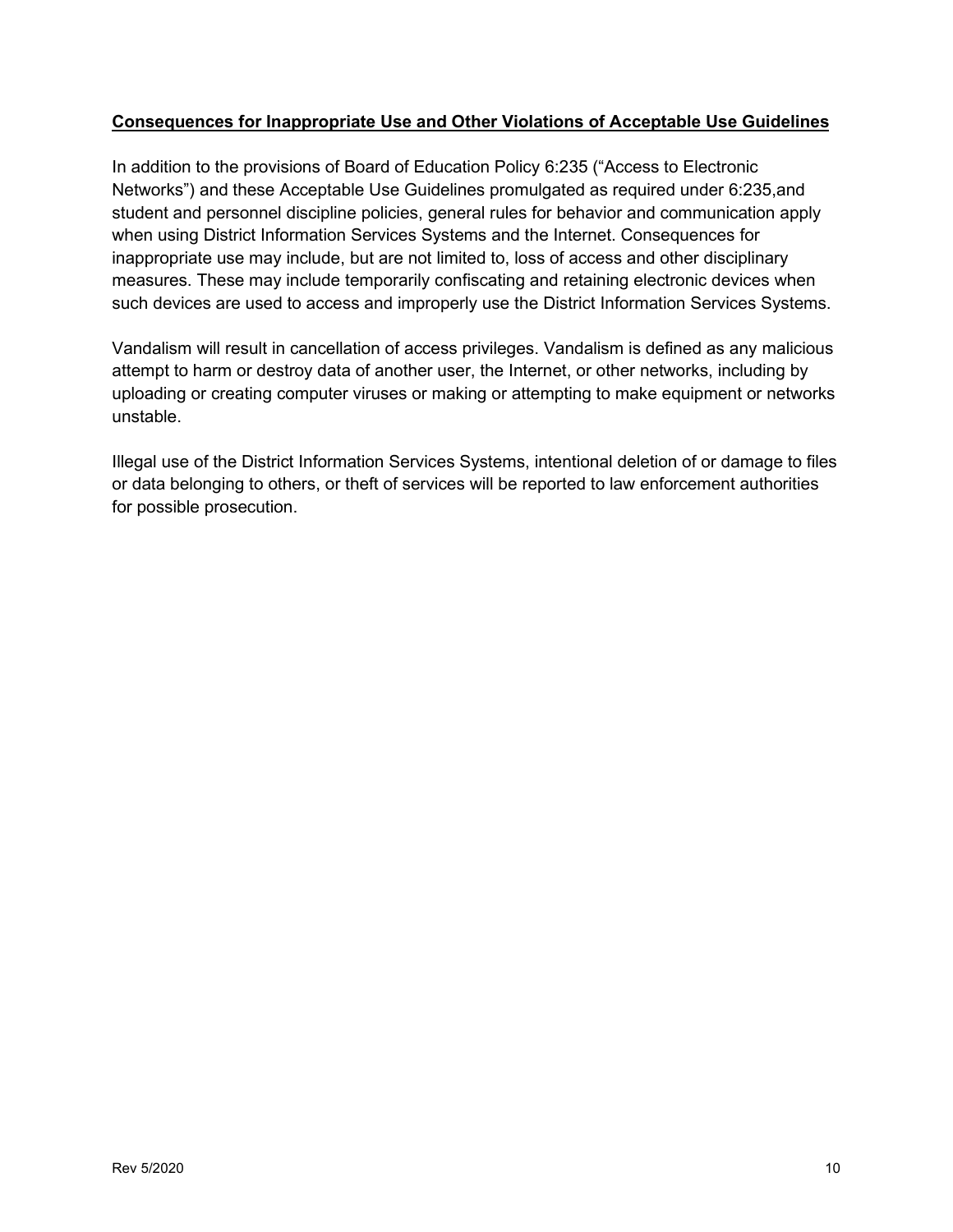## Consequences for Inappropriate Use and Other Violations of Acceptable Use Guidelines

In addition to the provisions of Board of Education Policy 6:235 ("Access to Electronic Networks") and these Acceptable Use Guidelines promulgated as required under 6:235,and student and personnel discipline policies, general rules for behavior and communication apply when using District Information Services Systems and the Internet. Consequences for inappropriate use may include, but are not limited to, loss of access and other disciplinary measures. These may include temporarily confiscating and retaining electronic devices when such devices are used to access and improperly use the District Information Services Systems.

Vandalism will result in cancellation of access privileges. Vandalism is defined as any malicious attempt to harm or destroy data of another user, the Internet, or other networks, including by uploading or creating computer viruses or making or attempting to make equipment or networks unstable.

Illegal use of the District Information Services Systems, intentional deletion of or damage to files or data belonging to others, or theft of services will be reported to law enforcement authorities for possible prosecution.